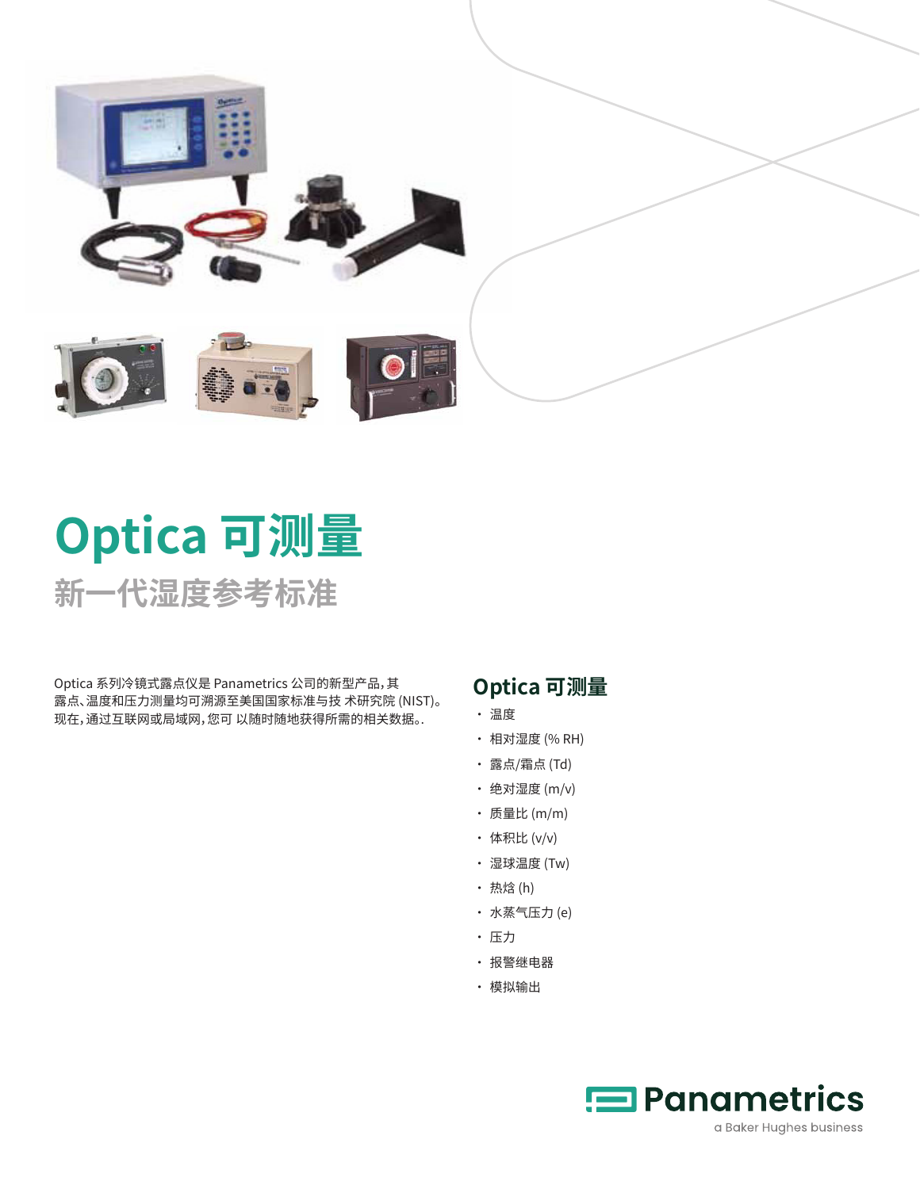# Optica 可测量

## 新一代湿度参考标准

Optica 系列冷镜式露点仪是 Panametrics 公司的新型产品，其露点、温度和压力测量均可溯源至美国国家标准与技 术研究院 (NIST)。现在，通过互联网或局域网，您可 以随时随地获得所需的相关数据。.

## Optica 可测量

- 温度
- 相对湿度 (% RH)
- 露点/霜点 (Td)
- 绝对湿度 (m/v)
- 质量比 (m/m)
- 体积比 (v/v)
- 湿球温度 (Tw)
- 热焓 (h)
- 水蒸气压力 (e)
- 压力
- 报警继电器
- 模拟输出

Panametrics
a Baker Hughes business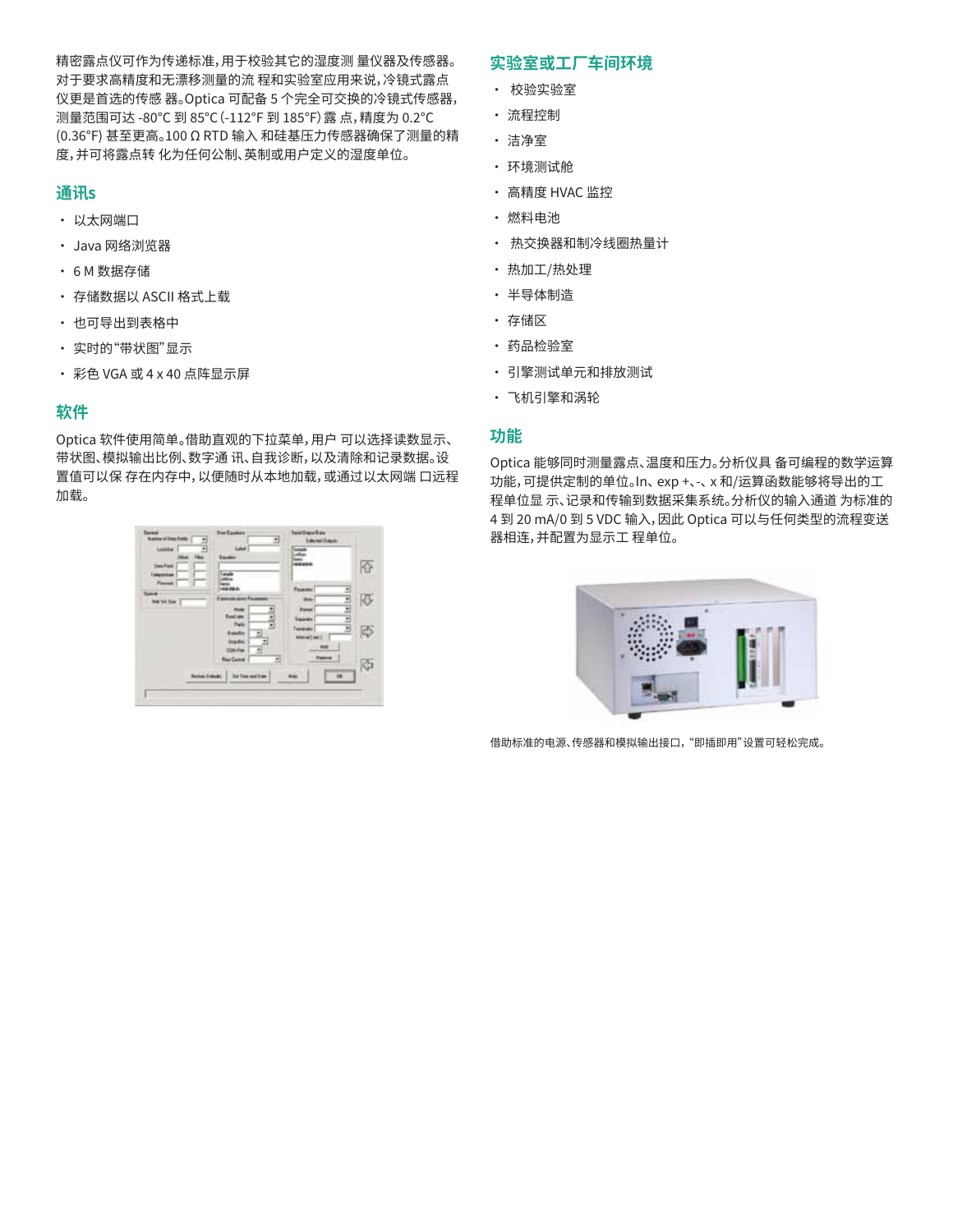精密露点仪可作为传递标准，用于校验其它的湿度测 量仪器及传感器。对于要求高精度和无漂移测量的流 程和实验室应用来说，冷镜式露点仪更是首选的传感 器。Optica 可配备 5 个完全可交换的冷镜式传感器，测量范围可达 -80°C 到 85°C (-112°F 到 185°F) 露 点，精度为 0.2°C (0.36°F) 甚至更高。100 Ω RTD 输入 和硅基压力传感器确保了测量的精度，并可将露点转 化为任何公制、英制或用户定义的湿度单位。

## 通讯s

- 以太网端口
- Java 网络浏览器
- 6 M 数据存储
- 存储数据以 ASCII 格式上载
- 也可导出到表格中
- 实时的“带状图”显示
- 彩色 VGA 或 4 x 40 点阵显示屏

## 软件

Optica 软件使用简单。借助直观的下拉菜单，用户 可以选择读数显示、带状图、模拟输出比例、数字通 讯、自我诊断，以及清除和记录数据。设置值可以保 存在内存中，以便随时从本地加载，或通过以太网端 口远程加载。

## 实验室或工厂车间环境

- 校验实验室
- 流程控制
- 洁净室
- 环境测试舱
- 高精度 HVAC 监控
- 燃料电池
- 热交换器和制冷线圈热量计
- 热加工/热处理
- 半导体制造
- 存储区
- 药品检验室
- 引擎测试单元和排放测试
- 飞机引擎和涡轮

## 功能

Optica 能够同时测量露点、温度和压力。分析仪具 备可编程的数学运算功能，可提供定制的单位。In、exp +、-、x 和/运算函数能够将导出的工程单位显 示、记录和传输到数据采集系统。分析仪的输入通道 为标准的 4 到 20 mA/0 到 5 VDC 输入，因此 Optica 可以与任何类型的流程变送器相连，并配置为显示工 程单位。

借助标准的电源、传感器和模拟输出接口，“即插即用”设置可轻松完成。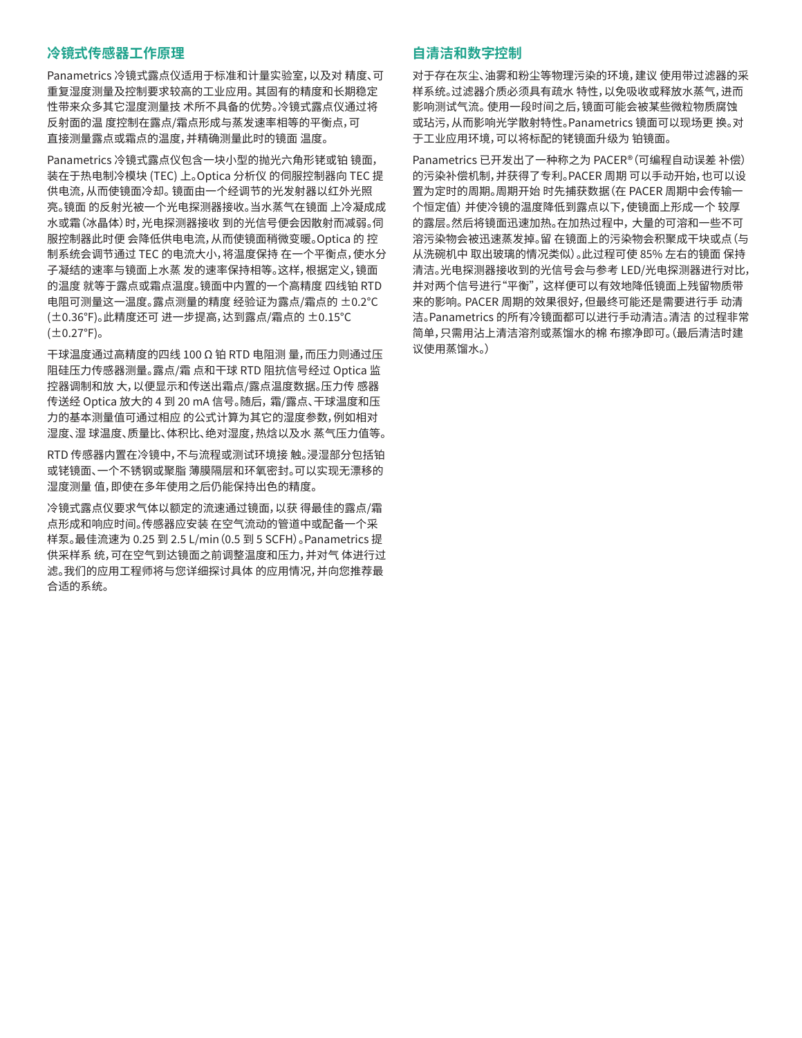## 冷镜式传感器工作原理

Panametrics 冷镜式露点仪适用于标准和计量实验室，以及对精度、可重复湿度测量及控制要求较高的工业应用。其固有的精度和长期稳定性带来众多其它湿度测量技术所不具备的优势。冷镜式露点仪通过将反射面的温度控制在露点/霜点形成与蒸发速率相等的平衡点，可直接测量露点或霜点的温度，并精确测量此时的镜面温度。

Panametrics 冷镜式露点仪包含一块小型的抛光六角形铑或铂镜面，装在于热电制冷模块 (TEC) 上。Optica 分析仪的伺服控制器向 TEC 提供电流，从而使镜面冷却。镜面由一个经调节的光发射器以红外光照亮。镜面的反射光被一个光电探测器接收。当水蒸气在镜面上冷凝成成水或霜（冰晶体）时，光电探测器接收到的光信号便会因散射而减弱。伺服控制器此时便会降低供电电流，从而使镜面稍微变暖。Optica 的控制系统会调节通过 TEC 的电流大小，将温度保持在一个平衡点，使水分子凝结的速率与镜面上水蒸发的速率保持相等。这样，根据定义，镜面的温度就等于露点或霜点温度。镜面中内置的一个高精度四线铂 RTD 电阻可测量这一温度。露点测量的精度经验证为露点/霜点的 ±0.2°C (±0.36°F)。此精度还可进一步提高，达到露点/霜点的 ±0.15°C (±0.27°F)。

干球温度通过高精度的四线 100 Ω 铂 RTD 电阻测量，而压力则通过压阻硅压力传感器测量。露点/霜点和干球 RTD 阻抗信号经过 Optica 监控器调制和放大，以便显示和传送出霜点/露点温度数据。压力传感器传送经 Optica 放大的 4 到 20 mA 信号。随后，霜/露点、干球温度和压力的基本测量值可通过相应的公式计算为其它的湿度参数，例如相对湿度、湿球温度、质量比、体积比、绝对湿度，热焓以及水蒸气压力值等。

RTD 传感器内置在冷镜中，不与流程或测试环境接触。浸湿部分包括铂或铑镜面、一个不锈钢或聚脂薄膜隔层和环氧密封。可以实现无漂移的湿度测量值，即使在多年使用之后仍能保持出色的精度。

冷镜式露点仪要求气体以额定的流速通过镜面，以获得最佳的露点/霜点形成和响应时间。传感器应安装在空气流动的管道中或配备一个采样泵。最佳流速为 0.25 到 2.5 L/min（0.5 到 5 SCFH）。Panametrics 提供采样系统，可在空气到达镜面之前调整温度和压力，并对气体进行过滤。我们的应用工程师将与您详细探讨具体的应用情况，并向您推荐最合适的系统。

## 自清洁和数字控制

对于存在灰尘、油雾和粉尘等物理污染的环境，建议使用带过滤器的采样系统。过滤器介质必须具有疏水特性，以免吸收或释放水蒸气，进而影响测试气流。使用一段时间之后，镜面可能会被某些微粒物质腐蚀或玷污，从而影响光学散射特性。Panametrics 镜面可以现场更换。对于工业应用环境，可以将标配的铑镜面升级为铂镜面。

Panametrics 已开发出了一种称之为 PACER®（可编程自动误差补偿）的污染补偿机制，并获得了专利。PACER 周期可以手动开始，也可以设置为定时的周期。周期开始时先捕获数据（在 PACER 周期中会传输一个恒定值）并使冷镜的温度降低到露点以下，使镜面上形成一个较厚的露层。然后将镜面迅速加热。在加热过程中，大量的可溶和一些不可溶污染物会被迅速蒸发掉。留在镜面上的污染物会积聚成干块或点（与从洗碗机中取出玻璃的情况类似）。此过程可使 85% 左右的镜面保持清洁。光电探测器接收到的光信号会与参考 LED/光电探测器进行对比，并对两个信号进行"平衡"，这样便可以有效地降低镜面上残留物质带来的影响。PACER 周期的效果很好，但最终可能还是需要进行手动清洁。Panametrics 的所有冷镜面都可以进行手动清洁。清洁的过程非常简单，只需用沾上清洁溶剂或蒸馏水的棉布擦净即可。（最后清洁时建议使用蒸馏水。）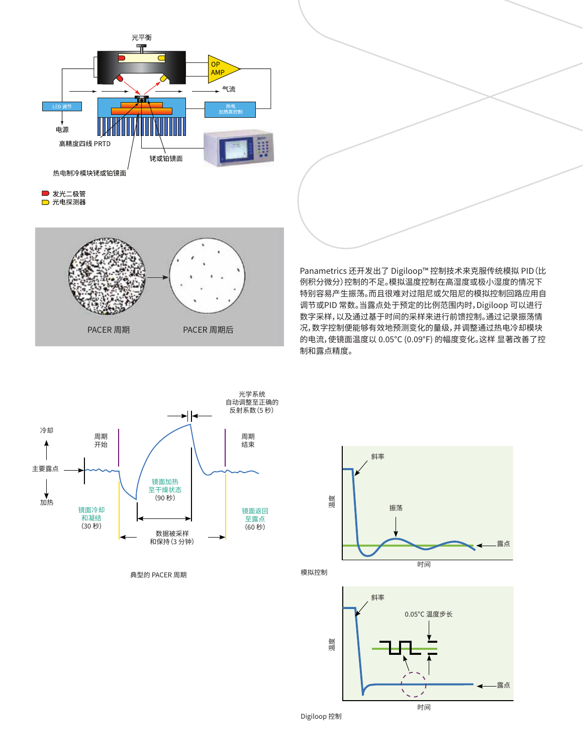光平衡

OP AMP

气流

LED 调节

电源

热电加热泵控制

高精度四线 PRTD

铑或铂镜面

热电制冷模块铑或铂镜面

发光二极管

光电探测器

PACER 周期

PACER 周期后

Panametrics 还开发出了 Digiloop™ 控制技术来克服传统模拟 PID（比例积分微分）控制的不足。模拟温度控制在高湿度或极小湿度的情况下特别容易产生振荡。而且很难对过阻尼或欠阻尼的模拟控制回路应用自调节或PID 常数。当露点处于预定的比例范围内时，Digiloop 可以进行数字采样，以及通过基于时间的采样来进行前馈控制。通过记录振荡情况，数字控制便能够有效地预测变化的量级，并调整通过热电冷却模块的电流，使镜面温度以 0.05°C (0.09°F) 的幅度变化。这样 显著改善了控制和露点精度。

光学系统自动调整至正确的反射系数（5 秒）

冷却

主要露点

加热

周期开始

周期结束

镜面冷却和凝结（30 秒）

镜面加热至干燥状态（90 秒）

镜面返回至露点（60 秒）

数据被采样和保持（3 分钟）

典型的 PACER 周期

斜率

振荡

露点

温度

时间

模拟控制

斜率

0.05°C 温度步长

露点

温度

时间

Digiloop 控制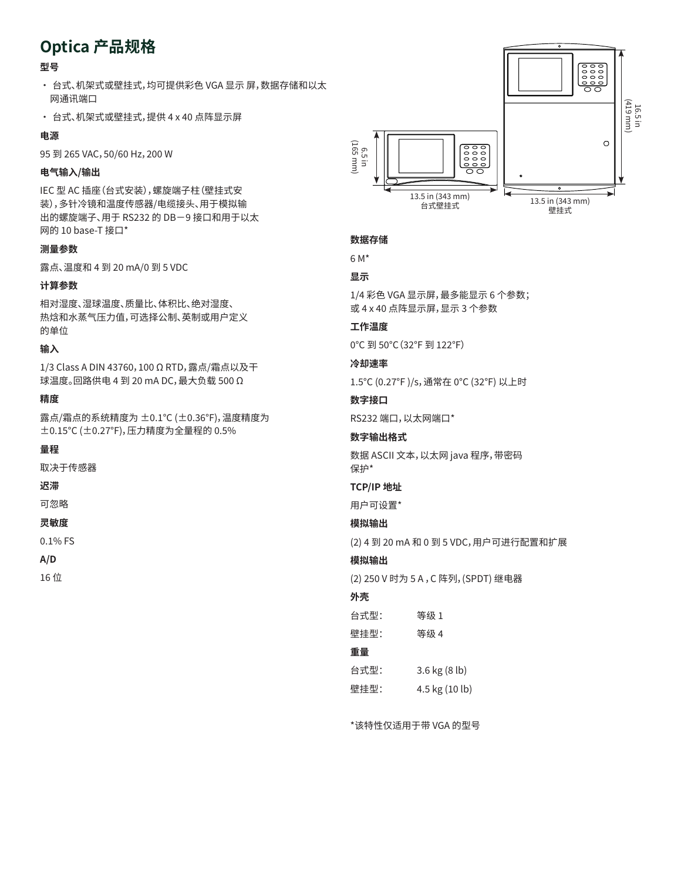# Optica 产品规格

**型号**

- 台式、机架式或壁挂式，均可提供彩色 VGA 显示 屏，数据存储和以太网通讯端口
- 台式、机架式或壁挂式，提供 4 x 40 点阵显示屏

**电源**

95 到 265 VAC，50/60 Hz，200 W

**电气输入/输出**

IEC 型 AC 插座（台式安装），螺旋端子柱（壁挂式安装），多针冷镜和温度传感器/电缆接头、用于模拟输出的螺旋端子、用于 RS232 的 DB－9 接口和用于以太网的 10 base-T 接口*

**测量参数**

露点、温度和 4 到 20 mA/0 到 5 VDC

**计算参数**

相对湿度、湿球温度、质量比、体积比、绝对湿度、热焓和水蒸气压力值，可选择公制、英制或用户定义的单位

**输入**

1/3 Class A DIN 43760，100 Ω RTD，露点/霜点以及干球温度。回路供电 4 到 20 mA DC，最大负载 500 Ω

**精度**

露点/霜点的系统精度为 ±0.1°C (±0.36°F)，温度精度为 ±0.15°C (±0.27°F)，压力精度为全量程的 0.5%

**量程**

取决于传感器

**迟滞**

可忽略

**灵敏度**

0.1% FS

**A/D**

16 位

6.5 in (165 mm)

13.5 in (343 mm)
台式壁挂式

16.5 in (419 mm)

13.5 in (343 mm)
壁挂式

**数据存储**

6 M*

**显示**

1/4 彩色 VGA 显示屏，最多能显示 6 个参数；或 4 x 40 点阵显示屏，显示 3 个参数

**工作温度**

0°C 到 50°C（32°F 到 122°F）

**冷却速率**

1.5°C (0.27°F )/s，通常在 0°C (32°F) 以上时

**数字接口**

RS232 端口，以太网端口*

**数字输出格式**

数据 ASCII 文本，以太网 java 程序，带密码保护*

**TCP/IP 地址**

用户可设置*

**模拟输出**

(2) 4 到 20 mA 和 0 到 5 VDC，用户可进行配置和扩展

**模拟输出**

(2) 250 V 时为 5 A，C 阵列，(SPDT) 继电器

**外壳**

| | |
|---|---|
| 台式型： | 等级 1 |
| 壁挂型： | 等级 4 |

**重量**

| | |
|---|---|
| 台式型： | 3.6 kg (8 lb) |
| 壁挂型： | 4.5 kg (10 lb) |

*该特性仅适用于带 VGA 的型号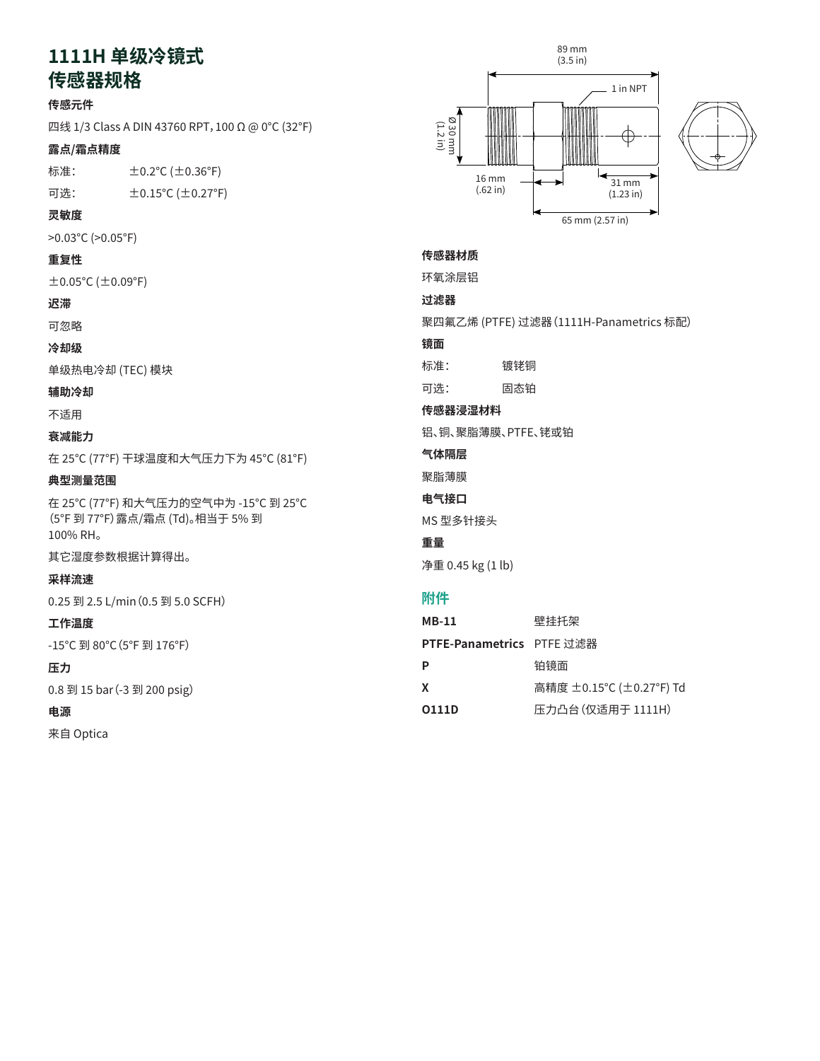# 1111H 单级冷镜式传感器规格

**传感元件**

四线 1/3 Class A DIN 43760 RPT，100 Ω @ 0°C (32°F)

**露点/霜点精度**

| | |
|---|---|
| 标准： | ±0.2°C (±0.36°F) |
| 可选： | ±0.15°C (±0.27°F) |

**灵敏度**

>0.03°C (>0.05°F)

**重复性**

±0.05°C (±0.09°F)

**迟滞**

可忽略

**冷却级**

单级热电冷却 (TEC) 模块

**辅助冷却**

不适用

**衰减能力**

在 25°C (77°F) 干球温度和大气压力下为 45°C (81°F)

**典型测量范围**

在 25°C (77°F) 和大气压力的空气中为 -15°C 到 25°C (5°F 到 77°F) 露点/霜点 (Td)。相当于 5% 到 100% RH。

其它湿度参数根据计算得出。

**采样流速**

0.25 到 2.5 L/min（0.5 到 5.0 SCFH）

**工作温度**

-15°C 到 80°C（5°F 到 176°F）

**压力**

0.8 到 15 bar（-3 到 200 psig）

**电源**

来自 Optica

89 mm (3.5 in)　1 in NPT　Ø30 mm (1.2 in)　16 mm (.62 in)　31 mm (1.23 in)　65 mm (2.57 in)

**传感器材质**

环氧涂层铝

**过滤器**

聚四氟乙烯 (PTFE) 过滤器（1111H-Panametrics 标配）

**镜面**

| | |
|---|---|
| 标准： | 镀铑铜 |
| 可选： | 固态铂 |

**传感器浸湿材料**

铝、铜、聚脂薄膜、PTFE、铑或铂

**气体隔层**

聚脂薄膜

**电气接口**

MS 型多针接头

**重量**

净重 0.45 kg (1 lb)

## 附件

| | |
|---|---|
| **MB-11** | 壁挂托架 |
| **PTFE-Panametrics** | PTFE 过滤器 |
| **P** | 铂镜面 |
| **X** | 高精度 ±0.15°C (±0.27°F) Td |
| **O111D** | 压力凸台（仅适用于 1111H） |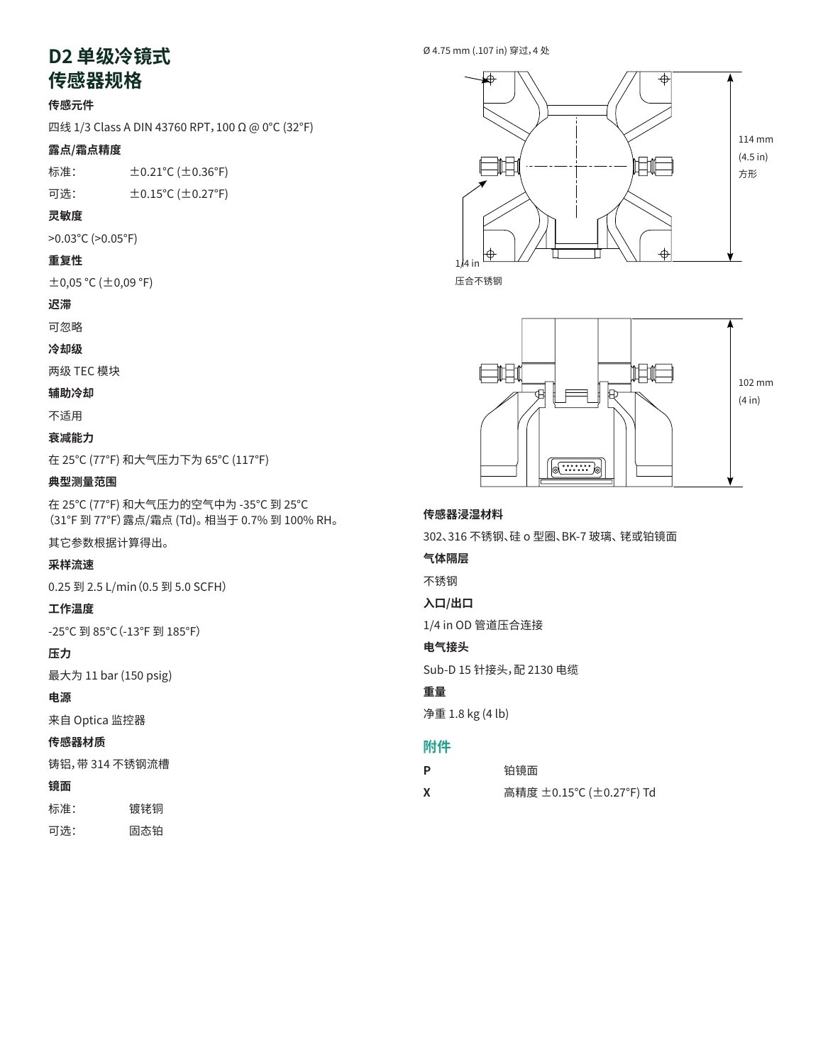# D2 单级冷镜式传感器规格

**传感元件**

四线 1/3 Class A DIN 43760 RPT，100 Ω @ 0°C (32°F)

**露点/霜点精度**

| | |
|---|---|
| 标准： | ±0.21°C (±0.36°F) |
| 可选： | ±0.15°C (±0.27°F) |

**灵敏度**

>0.03°C (>0.05°F)

**重复性**

±0,05 °C (±0,09 °F)

**迟滞**

可忽略

**冷却级**

两级 TEC 模块

**辅助冷却**

不适用

**衰减能力**

在 25°C (77°F) 和大气压力下为 65°C (117°F)

**典型测量范围**

在 25°C (77°F) 和大气压力的空气中为 -35°C 到 25°C (31°F 到 77°F) 露点/霜点 (Td)。相当于 0.7% 到 100% RH。

其它参数根据计算得出。

**采样流速**

0.25 到 2.5 L/min（0.5 到 5.0 SCFH）

**工作温度**

-25°C 到 85°C（-13°F 到 185°F）

**压力**

最大为 11 bar (150 psig)

**电源**

来自 Optica 监控器

**传感器材质**

铸铝，带 314 不锈钢流槽

**镜面**

| | |
|---|---|
| 标准： | 镀铑铜 |
| 可选： | 固态铂 |

Ø 4.75 mm (.107 in) 穿过，4 处

114 mm (4.5 in) 方形

1/4 in 压合不锈钢

102 mm (4 in)

**传感器浸湿材料**

302、316 不锈钢、硅 o 型圈、BK-7 玻璃、铑或铂镜面

**气体隔层**

不锈钢

**入口/出口**

1/4 in OD 管道压合连接

**电气接头**

Sub-D 15 针接头，配 2130 电缆

**重量**

净重 1.8 kg (4 lb)

## 附件

| | |
|---|---|
| **P** | 铂镜面 |
| **X** | 高精度 ±0.15°C (±0.27°F) Td |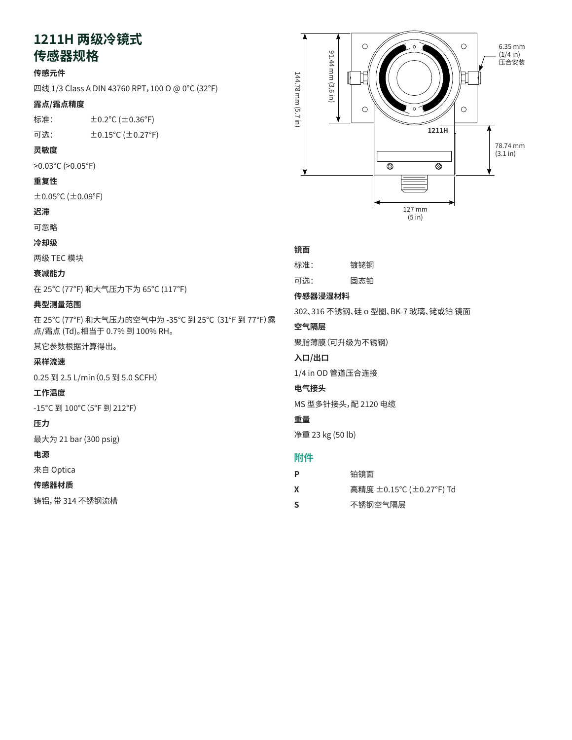# 1211H 两级冷镜式传感器规格

### 传感元件

四线 1/3 Class A DIN 43760 RPT，100 Ω @ 0°C (32°F)

### 露点/霜点精度

标准： ±0.2°C (±0.36°F)

可选： ±0.15°C (±0.27°F)

### 灵敏度

>0.03°C (>0.05°F)

### 重复性

±0.05°C (±0.09°F)

### 迟滞

可忽略

### 冷却级

两级 TEC 模块

### 衰减能力

在 25°C (77°F) 和大气压力下为 65°C (117°F)

### 典型测量范围

在 25°C (77°F) 和大气压力的空气中为 -35°C 到 25°C（31°F 到 77°F）露点/霜点 (Td)。相当于 0.7% 到 100% RH。

其它参数根据计算得出。

### 采样流速

0.25 到 2.5 L/min（0.5 到 5.0 SCFH）

### 工作温度

-15°C 到 100°C（5°F 到 212°F）

### 压力

最大为 21 bar (300 psig)

### 电源

来自 Optica

### 传感器材质

铸铝，带 314 不锈钢流槽

91.44 mm (3.6 in)
144.78 mm (5.7 in)
6.35 mm (1/4 in) 压合安装
1211H
78.74 mm (3.1 in)
127 mm (5 in)

### 镜面

标准： 镀铑铜

可选： 固态铂

### 传感器浸湿材料

302、316 不锈钢、硅 o 型圈、BK-7 玻璃、铑或铂 镜面

### 空气隔层

聚脂薄膜（可升级为不锈钢）

### 入口/出口

1/4 in OD 管道压合连接

### 电气接头

MS 型多针接头，配 2120 电缆

### 重量

净重 23 kg (50 lb)

## 附件

| | |
|---|---|
| **P** | 铂镜面 |
| **X** | 高精度 ±0.15°C (±0.27°F) Td |
| **S** | 不锈钢空气隔层 |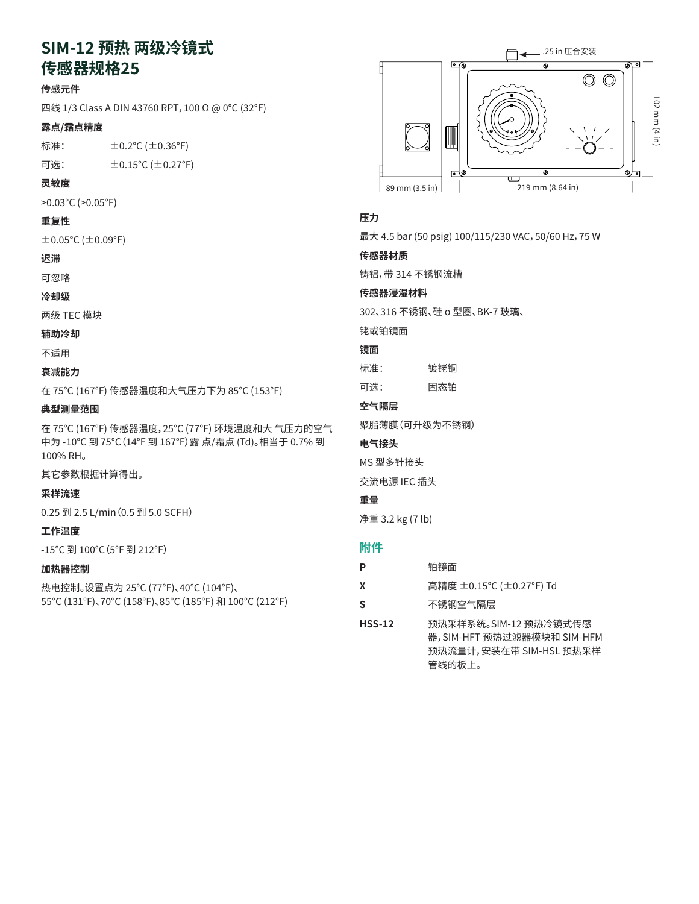# SIM-12 预热 两级冷镜式传感器规格25

**传感元件**

四线 1/3 Class A DIN 43760 RPT，100 Ω @ 0°C (32°F)

**露点/霜点精度**

标准：　±0.2°C (±0.36°F)

可选：　±0.15°C (±0.27°F)

**灵敏度**

>0.03°C (>0.05°F)

**重复性**

±0.05°C (±0.09°F)

**迟滞**

可忽略

**冷却级**

两级 TEC 模块

**辅助冷却**

不适用

**衰减能力**

在 75°C (167°F) 传感器温度和大气压力下为 85°C (153°F)

**典型测量范围**

在 75°C (167°F) 传感器温度，25°C (77°F) 环境温度和大 气压力的空气中为 -10°C 到 75°C (14°F 到 167°F) 露 点/霜点 (Td)。相当于 0.7% 到 100% RH。

其它参数根据计算得出。

**采样流速**

0.25 到 2.5 L/min（0.5 到 5.0 SCFH）

**工作温度**

-15°C 到 100°C（5°F 到 212°F）

**加热器控制**

热电控制。设置点为 25°C (77°F)、40°C (104°F)、55°C (131°F)、70°C (158°F)、85°C (185°F) 和 100°C (212°F)

.25 in 压合安装

89 mm (3.5 in)　219 mm (8.64 in)　102 mm (4 in)

**压力**

最大 4.5 bar (50 psig) 100/115/230 VAC，50/60 Hz，75 W

**传感器材质**

铸铝，带 314 不锈钢流槽

**传感器浸湿材料**

302、316 不锈钢、硅 o 型圈、BK-7 玻璃、

铑或铂镜面

**镜面**

标准：　镀铑铜

可选：　固态铂

**空气隔层**

聚脂薄膜（可升级为不锈钢）

**电气接头**

MS 型多针接头

交流电源 IEC 插头

**重量**

净重 3.2 kg (7 lb)

## 附件

| | |
|---|---|
| **P** | 铂镜面 |
| **X** | 高精度 ±0.15°C (±0.27°F) Td |
| **S** | 不锈钢空气隔层 |
| **HSS-12** | 预热采样系统。SIM-12 预热冷镜式传感器，SIM-HFT 预热过滤器模块和 SIM-HFM 预热流量计，安装在带 SIM-HSL 预热采样管线的板上。 |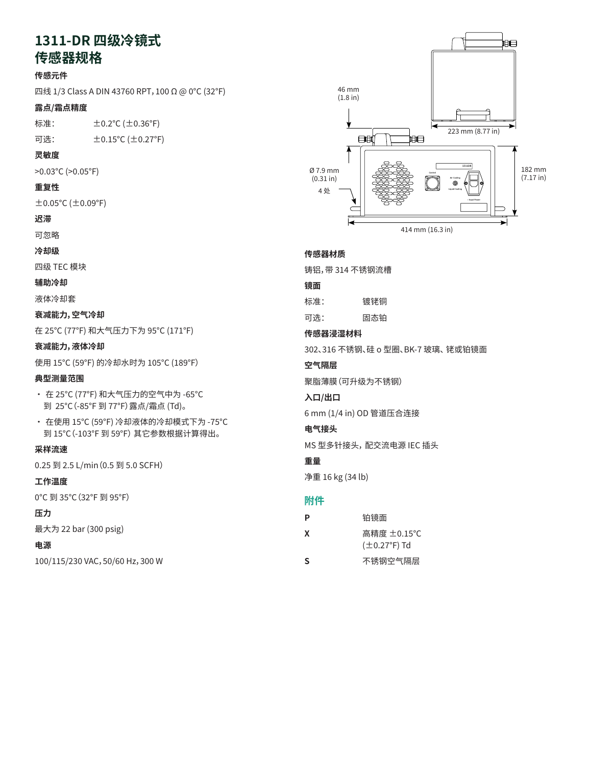# 1311-DR 四级冷镜式传感器规格

**传感元件**

四线 1/3 Class A DIN 43760 RPT，100 Ω @ 0°C (32°F)

**露点/霜点精度**

| | |
|---|---|
| 标准： | ±0.2°C (±0.36°F) |
| 可选： | ±0.15°C (±0.27°F) |

**灵敏度**

>0.03°C (>0.05°F)

**重复性**

±0.05°C (±0.09°F)

**迟滞**

可忽略

**冷却级**

四级 TEC 模块

**辅助冷却**

液体冷却套

**衰减能力，空气冷却**

在 25°C (77°F) 和大气压力下为 95°C (171°F)

**衰减能力，液体冷却**

使用 15°C (59°F) 的冷却水时为 105°C (189°F)

**典型测量范围**

- 在 25°C (77°F) 和大气压力的空气中为 -65°C 到 25°C (-85°F 到 77°F) 露点/霜点 (Td)。
- 在使用 15°C (59°F) 冷却液体的冷却模式下为 -75°C 到 15°C (-103°F 到 59°F) 其它参数根据计算得出。

**采样流速**

0.25 到 2.5 L/min (0.5 到 5.0 SCFH)

**工作温度**

0°C 到 35°C (32°F 到 95°F)

**压力**

最大为 22 bar (300 psig)

**电源**

100/115/230 VAC，50/60 Hz，300 W

46 mm (1.8 in)

223 mm (8.77 in)

Ø 7.9 mm (0.31 in) 4 处

182 mm (7.17 in)

414 mm (16.3 in)

**传感器材质**

铸铝，带 314 不锈钢流槽

**镜面**

| | |
|---|---|
| 标准： | 镀铑铜 |
| 可选： | 固态铂 |

**传感器浸湿材料**

302、316 不锈钢、硅 o 型圈、BK-7 玻璃、铑或铂镜面

**空气隔层**

聚脂薄膜（可升级为不锈钢）

**入口/出口**

6 mm (1/4 in) OD 管道压合连接

**电气接头**

MS 型多针接头，配交流电源 IEC 插头

**重量**

净重 16 kg (34 lb)

## 附件

| | |
|---|---|
| **P** | 铂镜面 |
| **X** | 高精度 ±0.15°C (±0.27°F) Td |
| **S** | 不锈钢空气隔层 |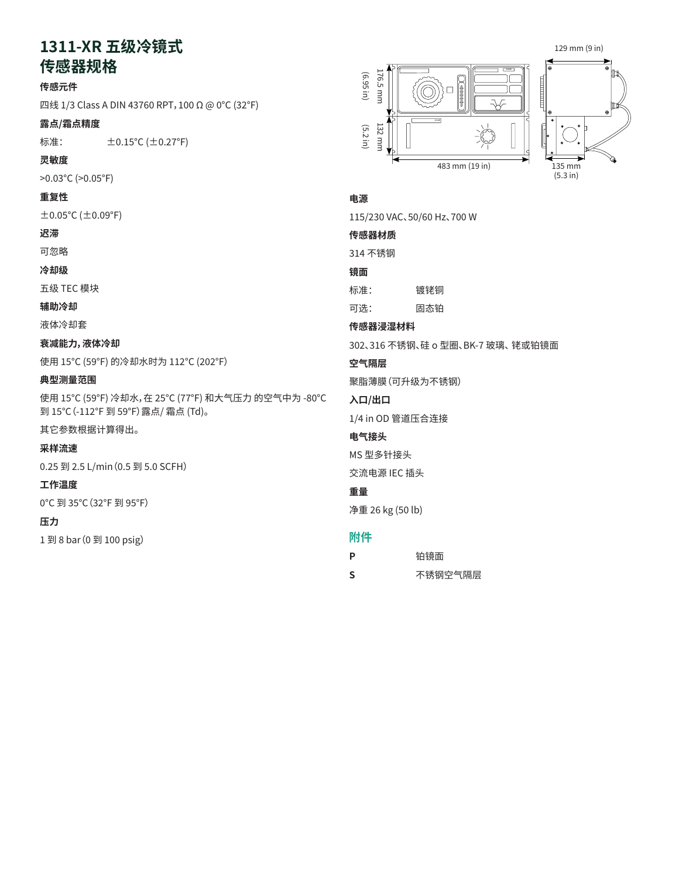# 1311-XR 五级冷镜式传感器规格

**传感元件**

四线 1/3 Class A DIN 43760 RPT，100 Ω @ 0°C (32°F)

**露点/霜点精度**

标准： ±0.15°C (±0.27°F)

**灵敏度**

>0.03°C (>0.05°F)

**重复性**

±0.05°C (±0.09°F)

**迟滞**

可忽略

**冷却级**

五级 TEC 模块

**辅助冷却**

液体冷却套

**衰减能力，液体冷却**

使用 15°C (59°F) 的冷却水时为 112°C (202°F)

**典型测量范围**

使用 15°C (59°F) 冷却水，在 25°C (77°F) 和大气压力 的空气中为 -80°C 到 15°C (-112°F 到 59°F) 露点/ 霜点 (Td)。

其它参数根据计算得出。

**采样流速**

0.25 到 2.5 L/min（0.5 到 5.0 SCFH）

**工作温度**

0°C 到 35°C（32°F 到 95°F）

**压力**

1 到 8 bar（0 到 100 psig）

176.5 mm (6.95 in)
132 mm (5.2 in)
483 mm (19 in)
129 mm (9 in)
135 mm (5.3 in)

**电源**

115/230 VAC、50/60 Hz、700 W

**传感器材质**

314 不锈钢

**镜面**

标准： 镀铑铜

可选： 固态铂

**传感器浸湿材料**

302、316 不锈钢、硅 o 型圈、BK-7 玻璃、铑或铂镜面

**空气隔层**

聚脂薄膜（可升级为不锈钢）

**入口/出口**

1/4 in OD 管道压合连接

**电气接头**

MS 型多针接头

交流电源 IEC 插头

**重量**

净重 26 kg (50 lb)

## 附件

| | |
|---|---|
| **P** | 铂镜面 |
| **S** | 不锈钢空气隔层 |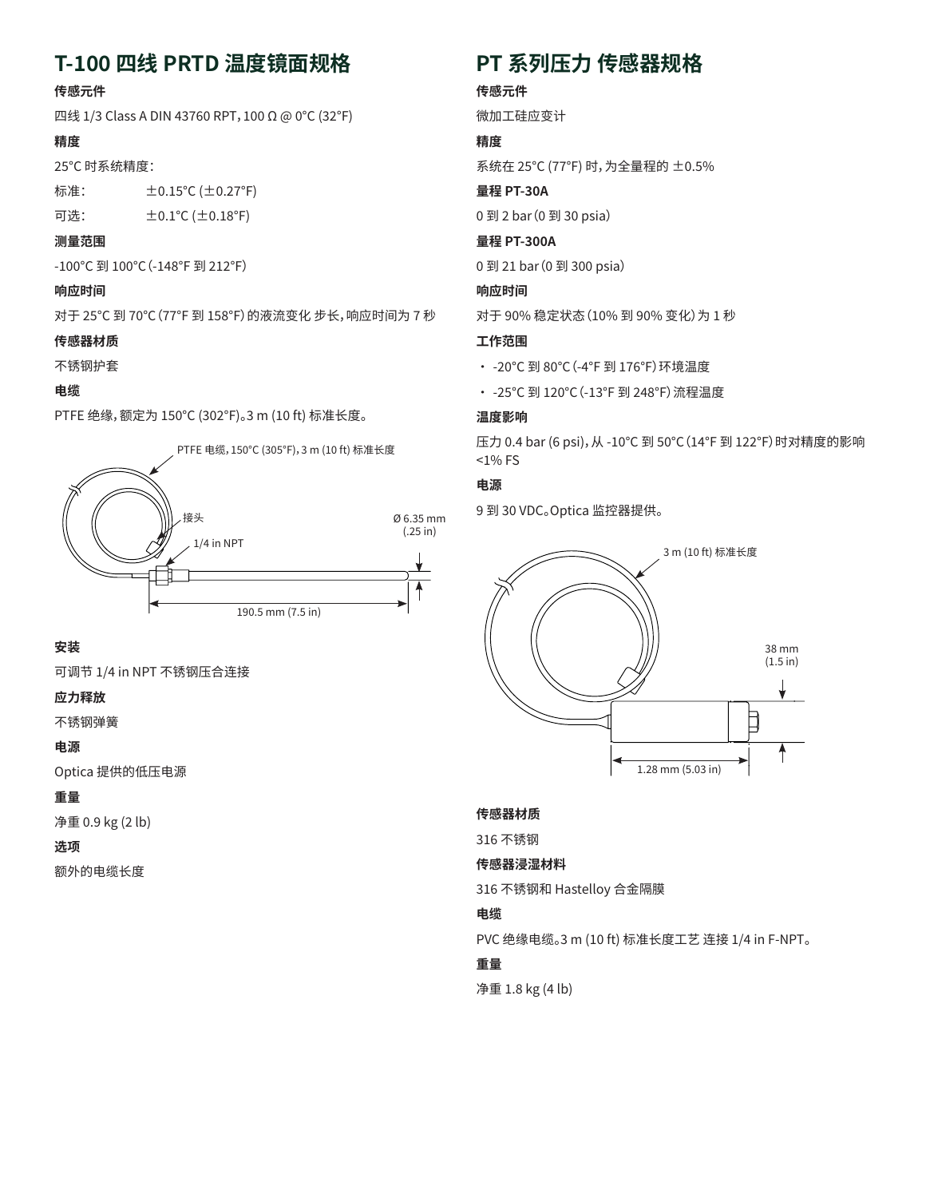## T-100 四线 PRTD 温度镜面规格

**传感元件**

四线 1/3 Class A DIN 43760 RPT，100 Ω @ 0°C (32°F)

**精度**

25°C 时系统精度：

标准：　　±0.15°C (±0.27°F)

可选：　　±0.1°C (±0.18°F)

**测量范围**

-100°C 到 100°C（-148°F 到 212°F）

**响应时间**

对于 25°C 到 70°C（77°F 到 158°F）的液流变化 步长，响应时间为 7 秒

**传感器材质**

不锈钢护套

**电缆**

PTFE 绝缘，额定为 150°C (302°F)。3 m (10 ft) 标准长度。

PTFE 电缆，150°C (305°F)，3 m (10 ft) 标准长度

接头

1/4 in NPT

Ø 6.35 mm (.25 in)

190.5 mm (7.5 in)

**安装**

可调节 1/4 in NPT 不锈钢压合连接

**应力释放**

不锈钢弹簧

**电源**

Optica 提供的低压电源

**重量**

净重 0.9 kg (2 lb)

**选项**

额外的电缆长度

## PT 系列压力 传感器规格

**传感元件**

微加工硅应变计

**精度**

系统在 25°C (77°F) 时，为全量程的 ±0.5%

**量程 PT-30A**

0 到 2 bar（0 到 30 psia）

**量程 PT-300A**

0 到 21 bar（0 到 300 psia）

**响应时间**

对于 90% 稳定状态（10% 到 90% 变化）为 1 秒

**工作范围**

- -20°C 到 80°C（-4°F 到 176°F）环境温度
- -25°C 到 120°C（-13°F 到 248°F）流程温度

**温度影响**

压力 0.4 bar (6 psi)，从 -10°C 到 50°C（14°F 到 122°F）时对精度的影响 <1% FS

**电源**

9 到 30 VDC。Optica 监控器提供。

3 m (10 ft) 标准长度

38 mm (1.5 in)

1.28 mm (5.03 in)

**传感器材质**

316 不锈钢

**传感器浸湿材料**

316 不锈钢和 Hastelloy 合金隔膜

**电缆**

PVC 绝缘电缆。3 m (10 ft) 标准长度工艺 连接 1/4 in F-NPT。

**重量**

净重 1.8 kg (4 lb)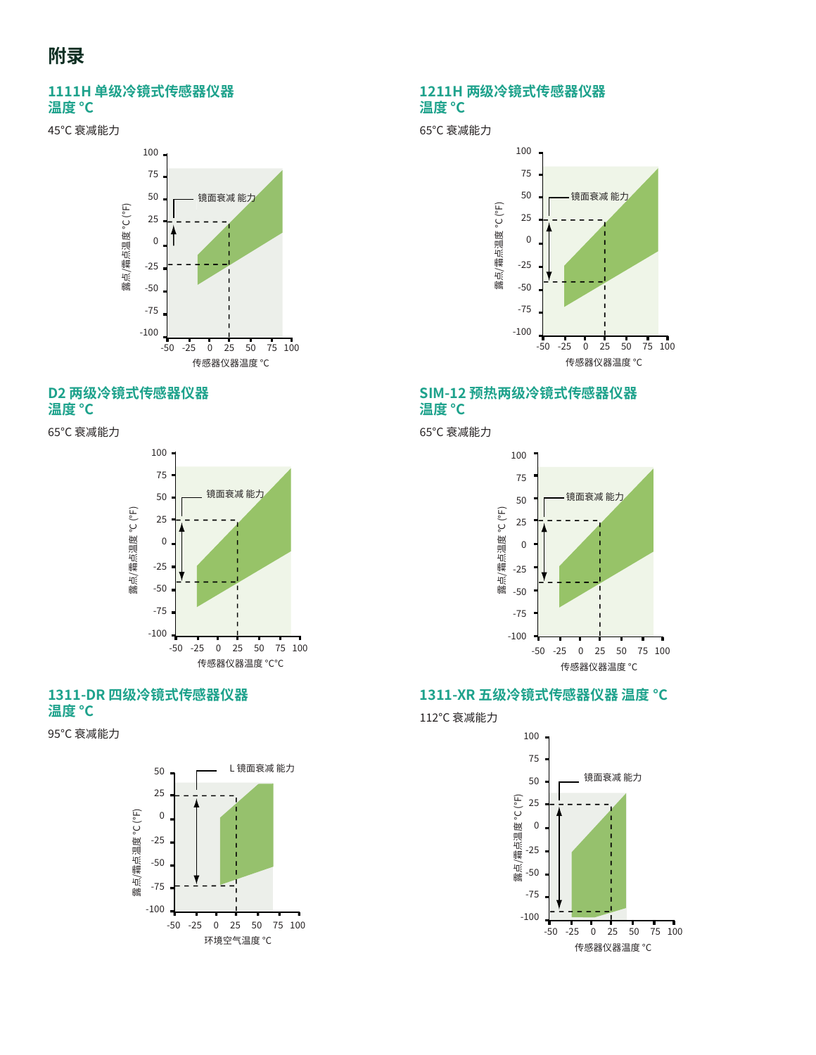# 附录

## 1111H 单级冷镜式传感器仪器 温度 °C

45°C 衰减能力

镜面衰减 能力

露点/霜点温度 °C (°F)

100, 75, 50, 25, 0, -25, -50, -75, -100

-50, -25, 0, 25, 50, 75, 100

传感器仪器温度 °C

## 1211H 两级冷镜式传感器仪器 温度 °C

65°C 衰减能力

镜面衰减 能力

露点/霜点温度 °C (°F)

100, 75, 50, 25, 0, -25, -50, -75, -100

-50, -25, 0, 25, 50, 75, 100

传感器仪器温度 °C

## D2 两级冷镜式传感器仪器 温度 °C

65°C 衰减能力

镜面衰减 能力

露点/霜点温度 °C (°F)

100, 75, 50, 25, 0, -25, -50, -75, -100

-50, -25, 0, 25, 50, 75, 100

传感器仪器温度 °C°C

## SIM-12 预热两级冷镜式传感器仪器 温度 °C

65°C 衰减能力

镜面衰减 能力

露点/霜点温度 °C (°F)

100, 75, 50, 25, 0, -25, -50, -75, -100

-50, -25, 0, 25, 50, 75, 100

传感器仪器温度 °C

## 1311-DR 四级冷镜式传感器仪器 温度 °C

95°C 衰减能力

L 镜面衰减 能力

露点/霜点温度 °C (°F)

50, 25, 0, -25, -50, -75, -100

-50, -25, 0, 25, 50, 75, 100

环境空气温度 °C

## 1311-XR 五级冷镜式传感器仪器 温度 °C

112°C 衰减能力

镜面衰减 能力

露点/霜点温度 °C (°F)

100, 75, 50, 25, 0, -25, -50, -75, -100

-50, -25, 0, 25, 50, 75, 100

传感器仪器温度 °C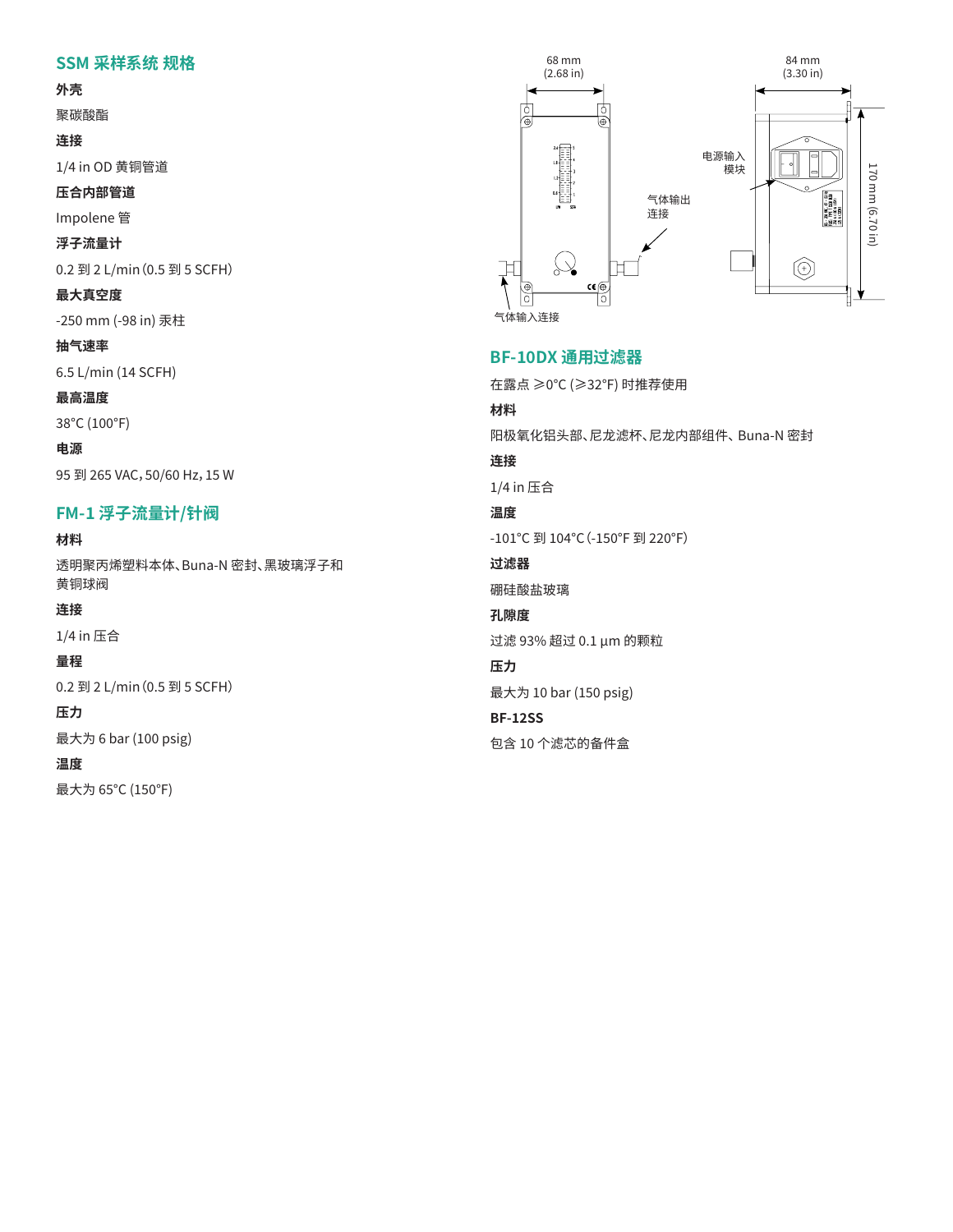## SSM 采样系统 规格

**外壳**

聚碳酸酯

**连接**

1/4 in OD 黄铜管道

**压合内部管道**

Impolene 管

**浮子流量计**

0.2 到 2 L/min (0.5 到 5 SCFH)

**最大真空度**

-250 mm (-98 in) 汞柱

**抽气速率**

6.5 L/min (14 SCFH)

**最高温度**

38°C (100°F)

**电源**

95 到 265 VAC，50/60 Hz，15 W

## FM-1 浮子流量计/针阀

**材料**

透明聚丙烯塑料本体、Buna-N 密封、黑玻璃浮子和黄铜球阀

**连接**

1/4 in 压合

**量程**

0.2 到 2 L/min (0.5 到 5 SCFH)

**压力**

最大为 6 bar (100 psig)

**温度**

最大为 65°C (150°F)

68 mm (2.68 in)

84 mm (3.30 in)

170 mm (6.70 in)

电源输入模块

气体输出连接

气体输入连接

## BF-10DX 通用过滤器

在露点 ≥0°C (≥32°F) 时推荐使用

**材料**

阳极氧化铝头部、尼龙滤杯、尼龙内部组件、Buna-N 密封

**连接**

1/4 in 压合

**温度**

-101°C 到 104°C (-150°F 到 220°F)

**过滤器**

硼硅酸盐玻璃

**孔隙度**

过滤 93% 超过 0.1 µm 的颗粒

**压力**

最大为 10 bar (150 psig)

**BF-12SS**

包含 10 个滤芯的备件盒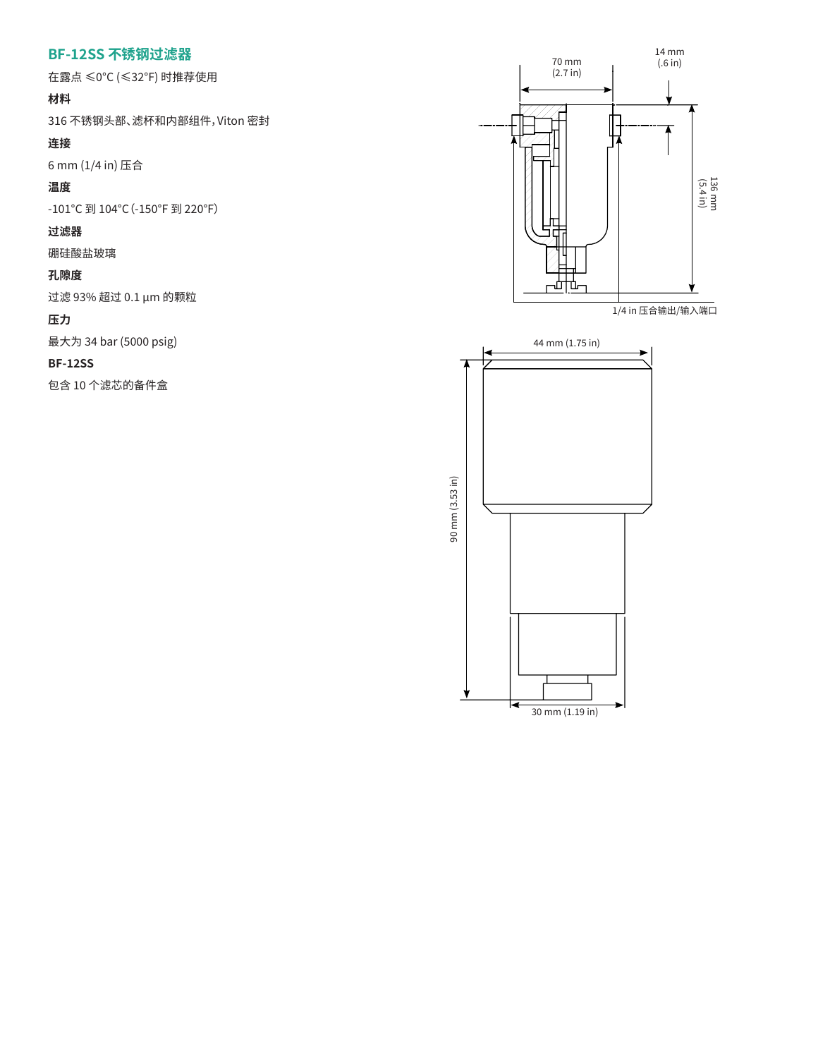## BF-12SS 不锈钢过滤器

在露点 ≤0°C (≤32°F) 时推荐使用

**材料**

316 不锈钢头部、滤杯和内部组件，Viton 密封

**连接**

6 mm (1/4 in) 压合

**温度**

-101°C 到 104°C (-150°F 到 220°F)

**过滤器**

硼硅酸盐玻璃

**孔隙度**

过滤 93% 超过 0.1 µm 的颗粒

**压力**

最大为 34 bar (5000 psig)

**BF-12SS**

包含 10 个滤芯的备件盒

70 mm (2.7 in)

14 mm (.6 in)

136 mm (5.4 in)

1/4 in 压合输出/输入端口

44 mm (1.75 in)

90 mm (3.53 in)

30 mm (1.19 in)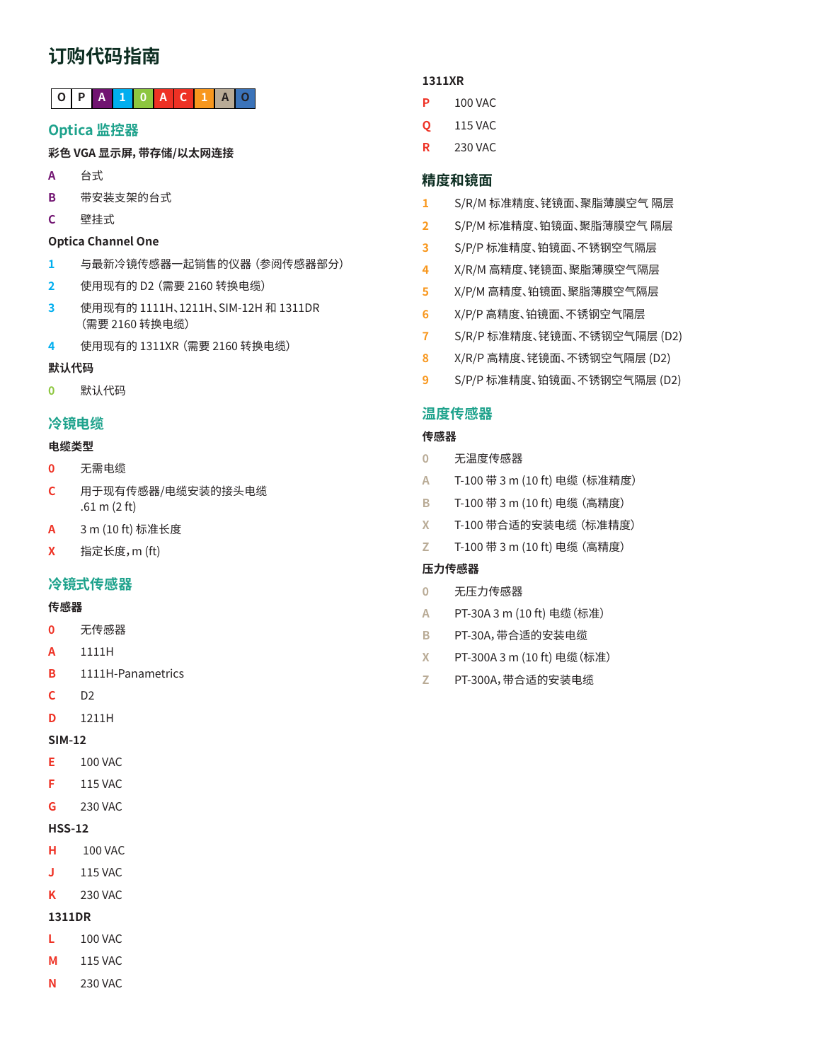# 订购代码指南

| O | P | A | 1 | 0 | A | C | 1 | A | O |
|---|---|---|---|---|---|---|---|---|---|

## Optica 监控器

**彩色 VGA 显示屏，带存储/以太网连接**

- **A** 台式
- **B** 带安装支架的台式
- **C** 壁挂式

**Optica Channel One**

- **1** 与最新冷镜传感器一起销售的仪器（参阅传感器部分）
- **2** 使用现有的 D2（需要 2160 转换电缆）
- **3** 使用现有的 1111H、1211H、SIM-12H 和 1311DR（需要 2160 转换电缆）
- **4** 使用现有的 1311XR（需要 2160 转换电缆）

**默认代码**

- **0** 默认代码

## 冷镜电缆

**电缆类型**

- **0** 无需电缆
- **C** 用于现有传感器/电缆安装的接头电缆 .61 m (2 ft)
- **A** 3 m (10 ft) 标准长度
- **X** 指定长度，m (ft)

## 冷镜式传感器

**传感器**

- **0** 无传感器
- **A** 1111H
- **B** 1111H-Panametrics
- **C** D2
- **D** 1211H

**SIM-12**

- **E** 100 VAC
- **F** 115 VAC
- **G** 230 VAC

**HSS-12**

- **H** 100 VAC
- **J** 115 VAC
- **K** 230 VAC

**1311DR**

- **L** 100 VAC
- **M** 115 VAC
- **N** 230 VAC

**1311XR**

- **P** 100 VAC
- **Q** 115 VAC
- **R** 230 VAC

## 精度和镜面

- **1** S/R/M 标准精度、铑镜面、聚脂薄膜空气 隔层
- **2** S/P/M 标准精度、铂镜面、聚脂薄膜空气 隔层
- **3** S/P/P 标准精度、铂镜面、不锈钢空气隔层
- **4** X/R/M 高精度、铑镜面、聚脂薄膜空气隔层
- **5** X/P/M 高精度、铂镜面、聚脂薄膜空气隔层
- **6** X/P/P 高精度、铂镜面、不锈钢空气隔层
- **7** S/R/P 标准精度、铑镜面、不锈钢空气隔层 (D2)
- **8** X/R/P 高精度、铑镜面、不锈钢空气隔层 (D2)
- **9** S/P/P 标准精度、铂镜面、不锈钢空气隔层 (D2)

## 温度传感器

**传感器**

- **0** 无温度传感器
- **A** T-100 带 3 m (10 ft) 电缆（标准精度）
- **B** T-100 带 3 m (10 ft) 电缆（高精度）
- **X** T-100 带合适的安装电缆（标准精度）
- **Z** T-100 带 3 m (10 ft) 电缆（高精度）

**压力传感器**

- **0** 无压力传感器
- **A** PT-30A 3 m (10 ft) 电缆（标准）
- **B** PT-30A，带合适的安装电缆
- **X** PT-300A 3 m (10 ft) 电缆（标准）
- **Z** PT-300A，带合适的安装电缆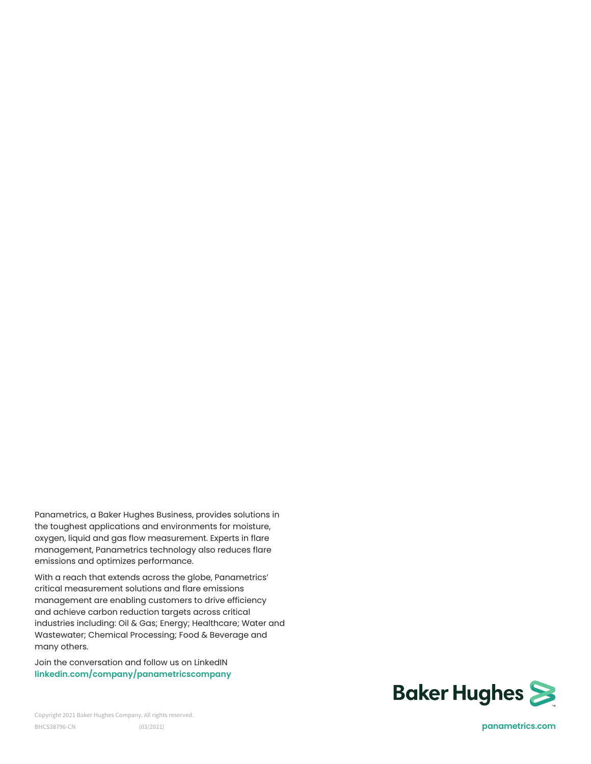Panametrics, a Baker Hughes Business, provides solutions in the toughest applications and environments for moisture, oxygen, liquid and gas flow measurement. Experts in flare management, Panametrics technology also reduces flare emissions and optimizes performance.

With a reach that extends across the globe, Panametrics' critical measurement solutions and flare emissions management are enabling customers to drive efficiency and achieve carbon reduction targets across critical industries including: Oil & Gas; Energy; Healthcare; Water and Wastewater; Chemical Processing; Food & Beverage and many others.

Join the conversation and follow us on LinkedIN
**linkedin.com/company/panametricscompany**

Baker Hughes

Copyright 2021 Baker Hughes Company. All rights reserved.

BHCS38796-CN (03/2021)

**panametrics.com**